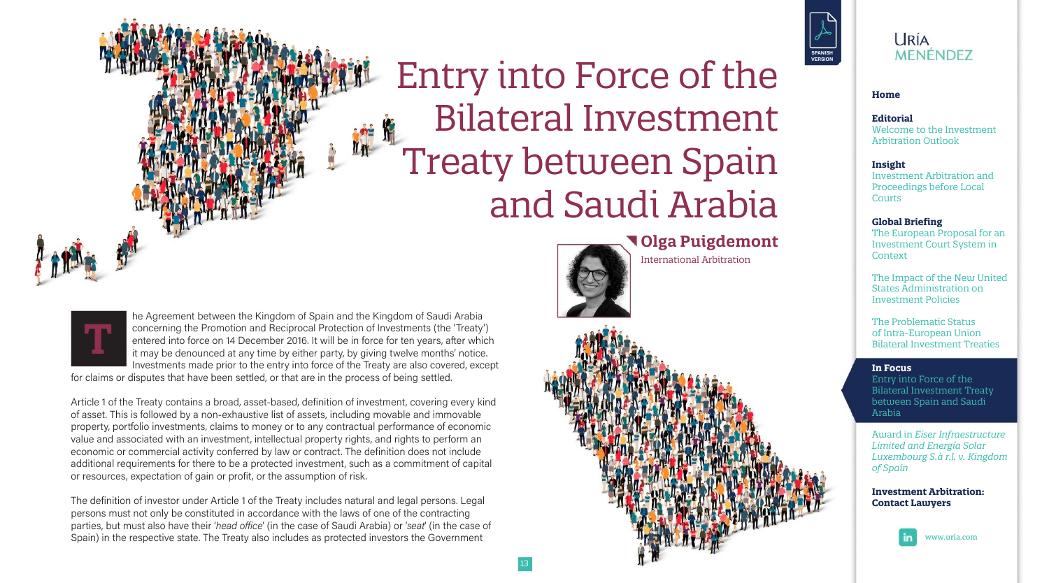# Entry into Force of the Bilateral Investment Treaty between Spain and Saudi Arabia

**Olga Puigdemont**

International Arbitration

The Agreement between the Kingdom of Spain and the Kingdom of Saudi Arabia concerning the Promotion and Reciprocal Protection of Investments (the 'Treaty') entered into force on 14 December 2016. It will be in force for ten years, after which it may be denounced at any time by either party, by giving twelve months' notice. Investments made prior to the entry into force of the Treaty are also covered, except for claims or disputes that have been settled, or that are in the process of being settled.

Article 1 of the Treaty contains a broad, asset-based, definition of investment, covering every kind of asset. This is followed by a non-exhaustive list of assets, including movable and immovable property, portfolio investments, claims to money or to any contractual performance of economic value and associated with an investment, intellectual property rights, and rights to perform an economic or commercial activity conferred by law or contract. The definition does not include additional requirements for there to be a protected investment, such as a commitment of capital or resources, expectation of gain or profit, or the assumption of risk.

The definition of investor under Article 1 of the Treaty includes natural and legal persons. Legal persons must not only be constituted in accordance with the laws of one of the contracting parties, but must also have their '*head office*' (in the case of Saudi Arabia) or '*seat*' (in the case of Spain) in the respective state. The Treaty also includes as protected investors the Government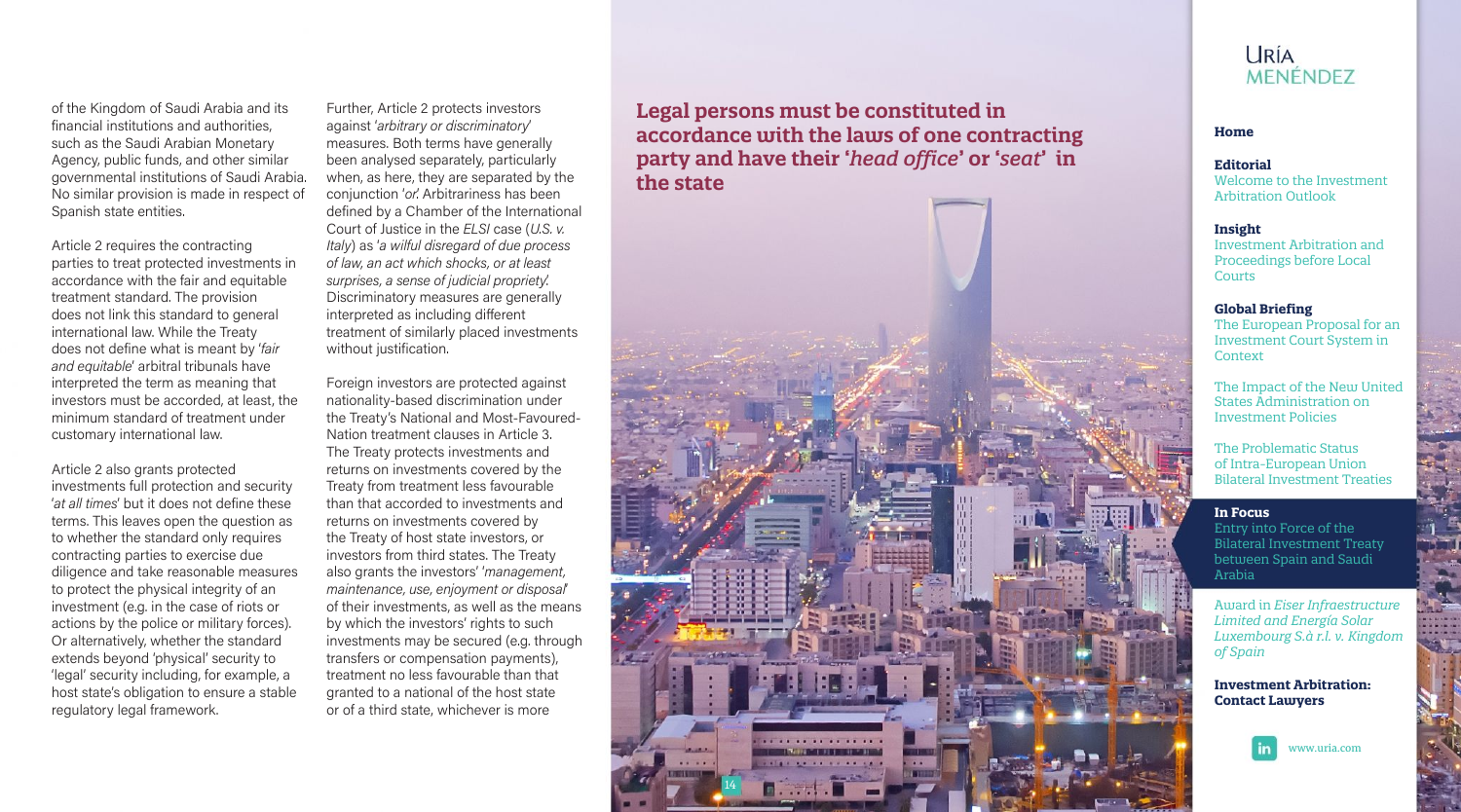of the Kingdom of Saudi Arabia and its financial institutions and authorities, such as the Saudi Arabian Monetary Agency, public funds, and other similar governmental institutions of Saudi Arabia. No similar provision is made in respect of Spanish state entities.

Article 2 requires the contracting parties to treat protected investments in accordance with the fair and equitable treatment standard. The provision does not link this standard to general international law. While the Treaty does not define what is meant by '*fair and equitable*' arbitral tribunals have interpreted the term as meaning that investors must be accorded, at least, the minimum standard of treatment under customary international law.

Article 2 also grants protected investments full protection and security '*at all times*' but it does not define these terms. This leaves open the question as to whether the standard only requires contracting parties to exercise due diligence and take reasonable measures to protect the physical integrity of an investment (e.g. in the case of riots or actions by the police or military forces). Or alternatively, whether the standard extends beyond 'physical' security to 'legal' security including, for example, a host state's obligation to ensure a stable regulatory legal framework.

Further, Article 2 protects investors against '*arbitrary or discriminatory*' measures. Both terms have generally been analysed separately, particularly when, as here, they are separated by the conjunction '*or*'. Arbitrariness has been defined by a Chamber of the International Court of Justice in the *ELSI* case (*U.S. v. Italy*) as '*a wilful disregard of due process of law, an act which shocks, or at least surprises, a sense of judicial propriety*'. Discriminatory measures are generally interpreted as including different treatment of similarly placed investments without justification.

Foreign investors are protected against nationality-based discrimination under the Treaty's National and Most-Favoured-Nation treatment clauses in Article 3. The Treaty protects investments and returns on investments covered by the Treaty from treatment less favourable than that accorded to investments and returns on investments covered by the Treaty of host state investors, or investors from third states. The Treaty also grants the investors' '*management, maintenance, use, enjoyment or disposal*' of their investments, as well as the means by which the investors' rights to such investments may be secured (e.g. through transfers or compensation payments), treatment no less favourable than that granted to a national of the host state or of a third state, whichever is more

**Legal persons must be constituted in accordance with the laws of one contracting party and have their '*head office*' or '*seat*' in the state**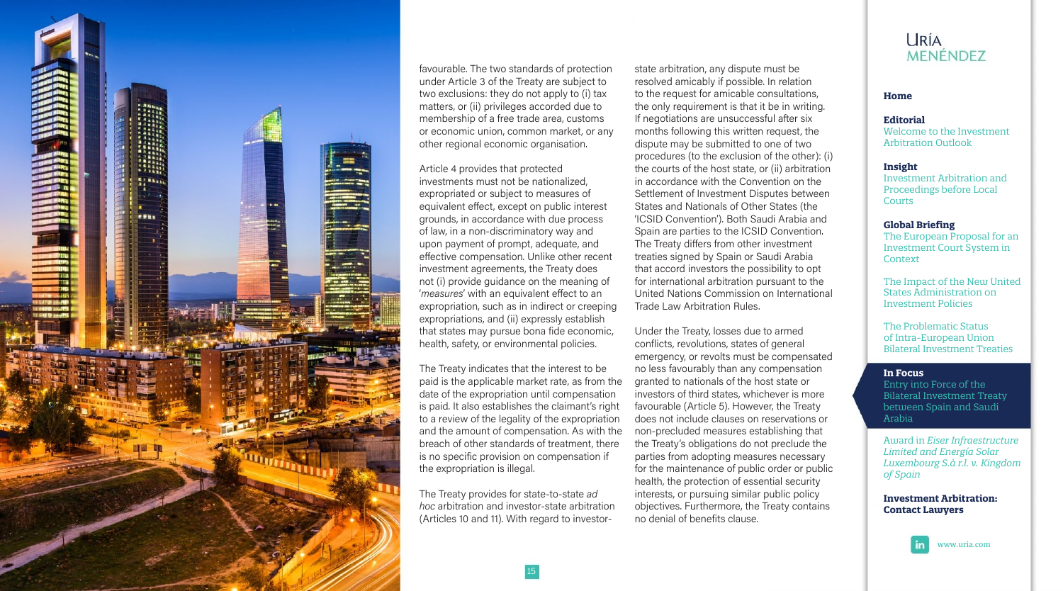favourable. The two standards of protection under Article 3 of the Treaty are subject to two exclusions: they do not apply to (i) tax matters, or (ii) privileges accorded due to membership of a free trade area, customs or economic union, common market, or any other regional economic organisation.

Article 4 provides that protected investments must not be nationalized, expropriated or subject to measures of equivalent effect, except on public interest grounds, in accordance with due process of law, in a non-discriminatory way and upon payment of prompt, adequate, and effective compensation. Unlike other recent investment agreements, the Treaty does not (i) provide guidance on the meaning of '*measures*' with an equivalent effect to an expropriation, such as in indirect or creeping expropriations, and (ii) expressly establish that states may pursue bona fide economic, health, safety, or environmental policies.

The Treaty indicates that the interest to be paid is the applicable market rate, as from the date of the expropriation until compensation is paid. It also establishes the claimant's right to a review of the legality of the expropriation and the amount of compensation. As with the breach of other standards of treatment, there is no specific provision on compensation if the expropriation is illegal.

The Treaty provides for state-to-state *ad hoc* arbitration and investor-state arbitration (Articles 10 and 11). With regard to investor-state arbitration, any dispute must be resolved amicably if possible. In relation to the request for amicable consultations, the only requirement is that it be in writing. If negotiations are unsuccessful after six months following this written request, the dispute may be submitted to one of two procedures (to the exclusion of the other): (i) the courts of the host state, or (ii) arbitration in accordance with the Convention on the Settlement of Investment Disputes between States and Nationals of Other States (the 'ICSID Convention'). Both Saudi Arabia and Spain are parties to the ICSID Convention. The Treaty differs from other investment treaties signed by Spain or Saudi Arabia that accord investors the possibility to opt for international arbitration pursuant to the United Nations Commission on International Trade Law Arbitration Rules.

Under the Treaty, losses due to armed conflicts, revolutions, states of general emergency, or revolts must be compensated no less favourably than any compensation granted to nationals of the host state or investors of third states, whichever is more favourable (Article 5). However, the Treaty does not include clauses on reservations or non-precluded measures establishing that the Treaty's obligations do not preclude the parties from adopting measures necessary for the maintenance of public order or public health, the protection of essential security interests, or pursuing similar public policy objectives. Furthermore, the Treaty contains no denial of benefits clause.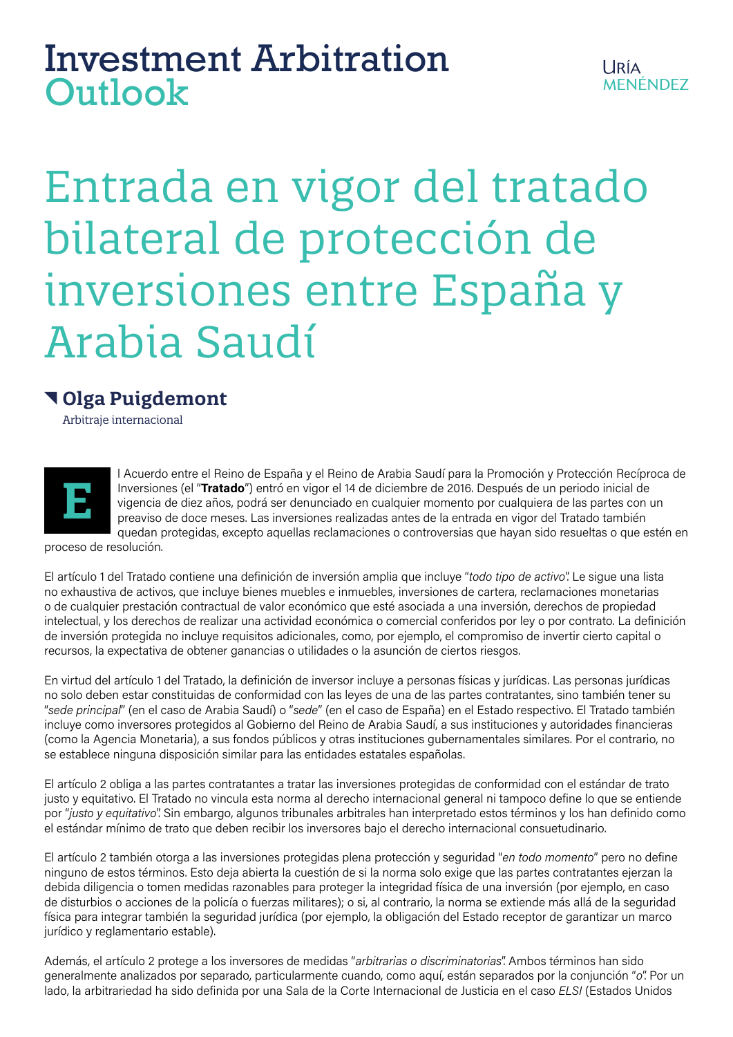# Investment Arbitration Outlook

# Entrada en vigor del tratado bilateral de protección de inversiones entre España y Arabia Saudí

**Olga Puigdemont**
Arbitraje internacional

El Acuerdo entre el Reino de España y el Reino de Arabia Saudí para la Promoción y Protección Recíproca de Inversiones (el "**Tratado**") entró en vigor el 14 de diciembre de 2016. Después de un periodo inicial de vigencia de diez años, podrá ser denunciado en cualquier momento por cualquiera de las partes con un preaviso de doce meses. Las inversiones realizadas antes de la entrada en vigor del Tratado también quedan protegidas, excepto aquellas reclamaciones o controversias que hayan sido resueltas o que estén en proceso de resolución.

El artículo 1 del Tratado contiene una definición de inversión amplia que incluye "*todo tipo de activo*". Le sigue una lista no exhaustiva de activos, que incluye bienes muebles e inmuebles, inversiones de cartera, reclamaciones monetarias o de cualquier prestación contractual de valor económico que esté asociada a una inversión, derechos de propiedad intelectual, y los derechos de realizar una actividad económica o comercial conferidos por ley o por contrato. La definición de inversión protegida no incluye requisitos adicionales, como, por ejemplo, el compromiso de invertir cierto capital o recursos, la expectativa de obtener ganancias o utilidades o la asunción de ciertos riesgos.

En virtud del artículo 1 del Tratado, la definición de inversor incluye a personas físicas y jurídicas. Las personas jurídicas no solo deben estar constituidas de conformidad con las leyes de una de las partes contratantes, sino también tener su "*sede principal*" (en el caso de Arabia Saudí) o "*sede*" (en el caso de España) en el Estado respectivo. El Tratado también incluye como inversores protegidos al Gobierno del Reino de Arabia Saudí, a sus instituciones y autoridades financieras (como la Agencia Monetaria), a sus fondos públicos y otras instituciones gubernamentales similares. Por el contrario, no se establece ninguna disposición similar para las entidades estatales españolas.

El artículo 2 obliga a las partes contratantes a tratar las inversiones protegidas de conformidad con el estándar de trato justo y equitativo. El Tratado no vincula esta norma al derecho internacional general ni tampoco define lo que se entiende por "*justo y equitativo*". Sin embargo, algunos tribunales arbitrales han interpretado estos términos y los han definido como el estándar mínimo de trato que deben recibir los inversores bajo el derecho internacional consuetudinario.

El artículo 2 también otorga a las inversiones protegidas plena protección y seguridad "*en todo momento*" pero no define ninguno de estos términos. Esto deja abierta la cuestión de si la norma solo exige que las partes contratantes ejerzan la debida diligencia o tomen medidas razonables para proteger la integridad física de una inversión (por ejemplo, en caso de disturbios o acciones de la policía o fuerzas militares); o si, al contrario, la norma se extiende más allá de la seguridad física para integrar también la seguridad jurídica (por ejemplo, la obligación del Estado receptor de garantizar un marco jurídico y reglamentario estable).

Además, el artículo 2 protege a los inversores de medidas "*arbitrarias o discriminatorias*". Ambos términos han sido generalmente analizados por separado, particularmente cuando, como aquí, están separados por la conjunción "*o*". Por un lado, la arbitrariedad ha sido definida por una Sala de la Corte Internacional de Justicia en el caso *ELSI* (Estados Unidos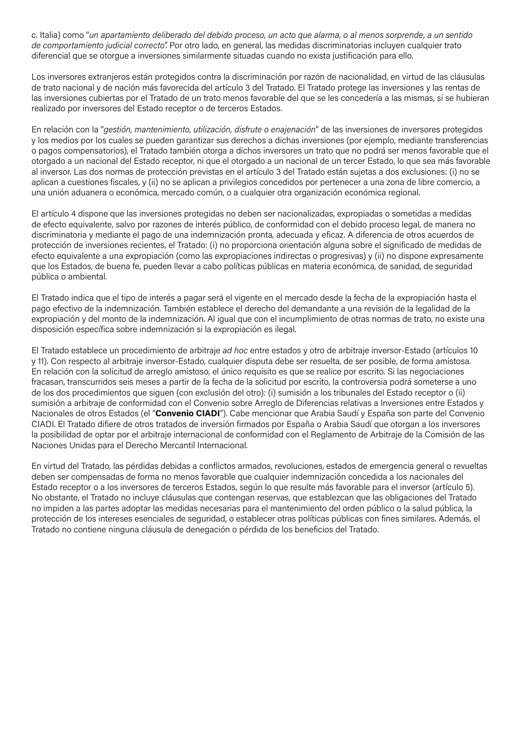c. Italia) como "*un apartamiento deliberado del debido proceso, un acto que alarma, o al menos sorprende, a un sentido de comportamiento judicial correcto*". Por otro lado, en general, las medidas discriminatorias incluyen cualquier trato diferencial que se otorgue a inversiones similarmente situadas cuando no exista justificación para ello.

Los inversores extranjeros están protegidos contra la discriminación por razón de nacionalidad, en virtud de las cláusulas de trato nacional y de nación más favorecida del artículo 3 del Tratado. El Tratado protege las inversiones y las rentas de las inversiones cubiertas por el Tratado de un trato menos favorable del que se les concedería a las mismas, si se hubieran realizado por inversores del Estado receptor o de terceros Estados.

En relación con la "*gestión, mantenimiento, utilización, disfrute o enajenación*" de las inversiones de inversores protegidos y los medios por los cuales se pueden garantizar sus derechos a dichas inversiones (por ejemplo, mediante transferencias o pagos compensatorios), el Tratado también otorga a dichos inversores un trato que no podrá ser menos favorable que el otorgado a un nacional del Estado receptor, ni que el otorgado a un nacional de un tercer Estado, lo que sea más favorable al inversor. Las dos normas de protección previstas en el artículo 3 del Tratado están sujetas a dos exclusiones: (i) no se aplican a cuestiones fiscales, y (ii) no se aplican a privilegios concedidos por pertenecer a una zona de libre comercio, a una unión aduanera o económica, mercado común, o a cualquier otra organización económica regional.

El artículo 4 dispone que las inversiones protegidas no deben ser nacionalizadas, expropiadas o sometidas a medidas de efecto equivalente, salvo por razones de interés público, de conformidad con el debido proceso legal, de manera no discriminatoria y mediante el pago de una indemnización pronta, adecuada y eficaz. A diferencia de otros acuerdos de protección de inversiones recientes, el Tratado: (i) no proporciona orientación alguna sobre el significado de medidas de efecto equivalente a una expropiación (como las expropiaciones indirectas o progresivas) y (ii) no dispone expresamente que los Estados, de buena fe, pueden llevar a cabo políticas públicas en materia económica, de sanidad, de seguridad pública o ambiental.

El Tratado indica que el tipo de interés a pagar será el vigente en el mercado desde la fecha de la expropiación hasta el pago efectivo de la indemnización. También establece el derecho del demandante a una revisión de la legalidad de la expropiación y del monto de la indemnización. Al igual que con el incumplimiento de otras normas de trato, no existe una disposición específica sobre indemnización si la expropiación es ilegal.

El Tratado establece un procedimiento de arbitraje *ad hoc* entre estados y otro de arbitraje inversor-Estado (artículos 10 y 11). Con respecto al arbitraje inversor-Estado, cualquier disputa debe ser resuelta, de ser posible, de forma amistosa. En relación con la solicitud de arreglo amistoso, el único requisito es que se realice por escrito. Si las negociaciones fracasan, transcurridos seis meses a partir de la fecha de la solicitud por escrito, la controversia podrá someterse a uno de los dos procedimientos que siguen (con exclusión del otro): (i) sumisión a los tribunales del Estado receptor o (ii) sumisión a arbitraje de conformidad con el Convenio sobre Arreglo de Diferencias relativas a Inversiones entre Estados y Nacionales de otros Estados (el "**Convenio CIADI**"). Cabe mencionar que Arabia Saudí y España son parte del Convenio CIADI. El Tratado difiere de otros tratados de inversión firmados por España o Arabia Saudí que otorgan a los inversores la posibilidad de optar por el arbitraje internacional de conformidad con el Reglamento de Arbitraje de la Comisión de las Naciones Unidas para el Derecho Mercantil Internacional.

En virtud del Tratado, las pérdidas debidas a conflictos armados, revoluciones, estados de emergencia general o revueltas deben ser compensadas de forma no menos favorable que cualquier indemnización concedida a los nacionales del Estado receptor o a los inversores de terceros Estados, según lo que resulte más favorable para el inversor (artículo 5). No obstante, el Tratado no incluye cláusulas que contengan reservas, que establezcan que las obligaciones del Tratado no impiden a las partes adoptar las medidas necesarias para el mantenimiento del orden público o la salud pública, la protección de los intereses esenciales de seguridad, o establecer otras políticas públicas con fines similares. Además, el Tratado no contiene ninguna cláusula de denegación o pérdida de los beneficios del Tratado.